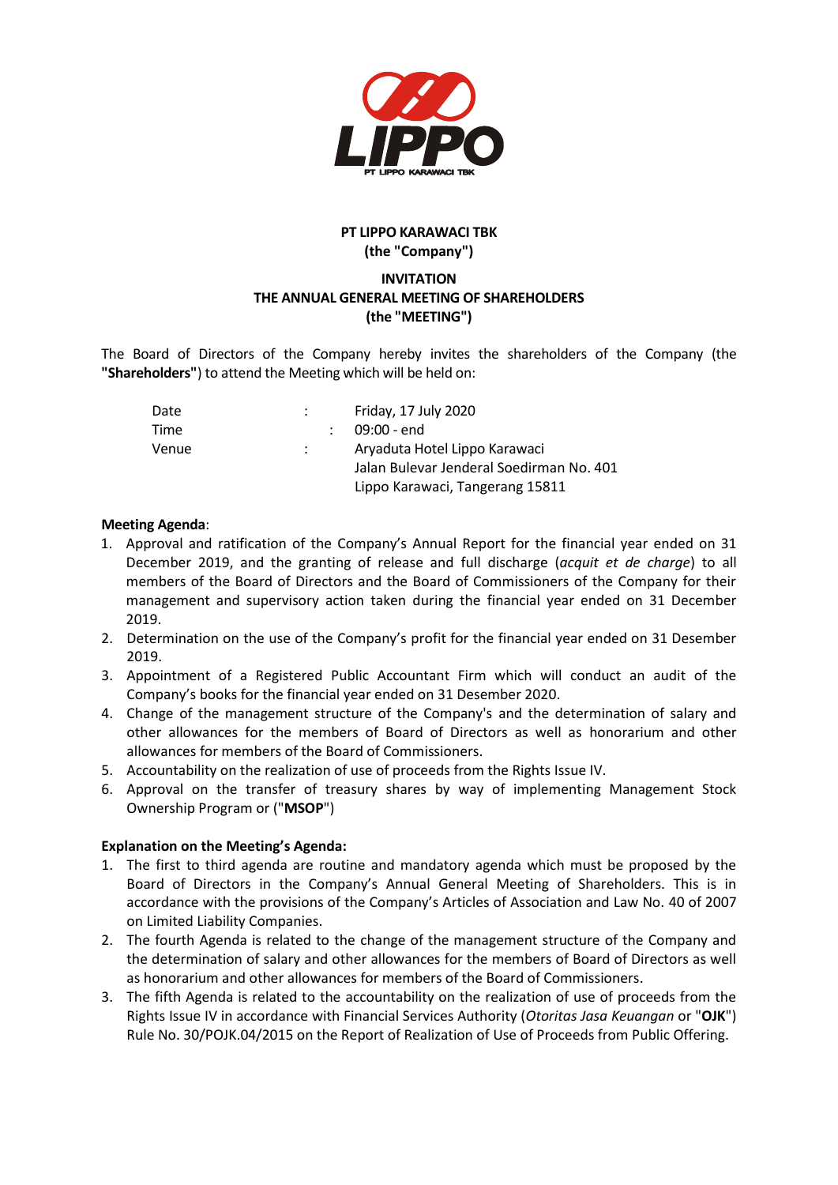**PT LIPPO KARAWACI TBK**
**(the "Company")**

**INVITATION**
**THE ANNUAL GENERAL MEETING OF SHAREHOLDERS**
**(the "MEETING")**

The Board of Directors of the Company hereby invites the shareholders of the Company (the **"Shareholders"**) to attend the Meeting which will be held on:

| | | |
|---|---|---|
| Date | : | Friday, 17 July 2020 |
| Time | : | 09:00 - end |
| Venue | : | Aryaduta Hotel Lippo Karawaci<br>Jalan Bulevar Jenderal Soedirman No. 401<br>Lippo Karawaci, Tangerang 15811 |

**Meeting Agenda**:

1. Approval and ratification of the Company's Annual Report for the financial year ended on 31 December 2019, and the granting of release and full discharge (*acquit et de charge*) to all members of the Board of Directors and the Board of Commissioners of the Company for their management and supervisory action taken during the financial year ended on 31 December 2019.
2. Determination on the use of the Company's profit for the financial year ended on 31 Desember 2019.
3. Appointment of a Registered Public Accountant Firm which will conduct an audit of the Company's books for the financial year ended on 31 Desember 2020.
4. Change of the management structure of the Company's and the determination of salary and other allowances for the members of Board of Directors as well as honorarium and other allowances for members of the Board of Commissioners.
5. Accountability on the realization of use of proceeds from the Rights Issue IV.
6. Approval on the transfer of treasury shares by way of implementing Management Stock Ownership Program or ("**MSOP**")

**Explanation on the Meeting's Agenda:**

1. The first to third agenda are routine and mandatory agenda which must be proposed by the Board of Directors in the Company's Annual General Meeting of Shareholders. This is in accordance with the provisions of the Company's Articles of Association and Law No. 40 of 2007 on Limited Liability Companies.
2. The fourth Agenda is related to the change of the management structure of the Company and the determination of salary and other allowances for the members of Board of Directors as well as honorarium and other allowances for members of the Board of Commissioners.
3. The fifth Agenda is related to the accountability on the realization of use of proceeds from the Rights Issue IV in accordance with Financial Services Authority (*Otoritas Jasa Keuangan* or "**OJK**") Rule No. 30/POJK.04/2015 on the Report of Realization of Use of Proceeds from Public Offering.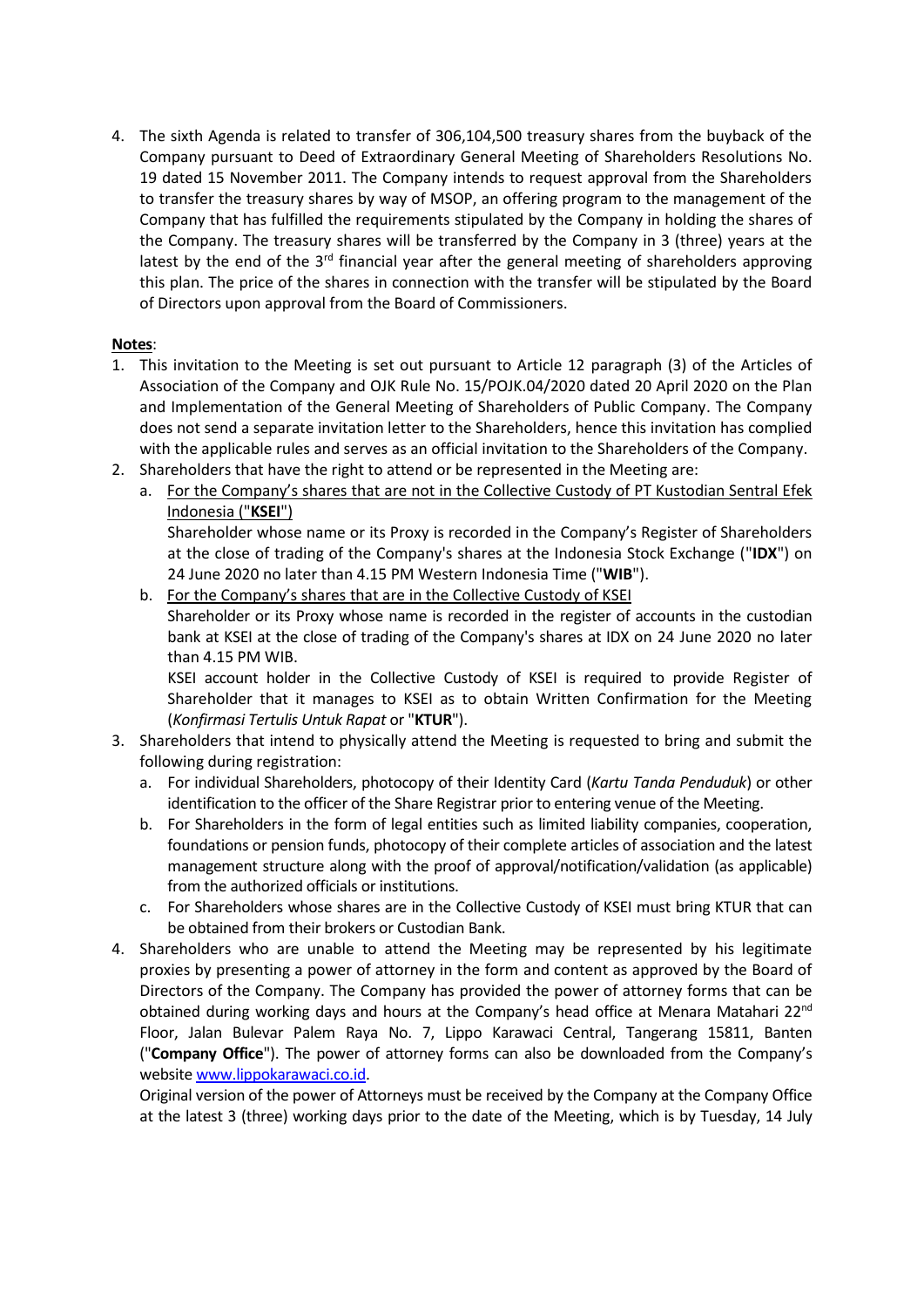4. The sixth Agenda is related to transfer of 306,104,500 treasury shares from the buyback of the Company pursuant to Deed of Extraordinary General Meeting of Shareholders Resolutions No. 19 dated 15 November 2011. The Company intends to request approval from the Shareholders to transfer the treasury shares by way of MSOP, an offering program to the management of the Company that has fulfilled the requirements stipulated by the Company in holding the shares of the Company. The treasury shares will be transferred by the Company in 3 (three) years at the latest by the end of the 3rd financial year after the general meeting of shareholders approving this plan. The price of the shares in connection with the transfer will be stipulated by the Board of Directors upon approval from the Board of Commissioners.

<u>**Notes**</u>:

1. This invitation to the Meeting is set out pursuant to Article 12 paragraph (3) of the Articles of Association of the Company and OJK Rule No. 15/POJK.04/2020 dated 20 April 2020 on the Plan and Implementation of the General Meeting of Shareholders of Public Company. The Company does not send a separate invitation letter to the Shareholders, hence this invitation has complied with the applicable rules and serves as an official invitation to the Shareholders of the Company.
2. Shareholders that have the right to attend or be represented in the Meeting are:
   a. <u>For the Company's shares that are not in the Collective Custody of PT Kustodian Sentral Efek Indonesia ("**KSEI**")</u>
      Shareholder whose name or its Proxy is recorded in the Company's Register of Shareholders at the close of trading of the Company's shares at the Indonesia Stock Exchange ("**IDX**") on 24 June 2020 no later than 4.15 PM Western Indonesia Time ("**WIB**").
   b. <u>For the Company's shares that are in the Collective Custody of KSEI</u>
      Shareholder or its Proxy whose name is recorded in the register of accounts in the custodian bank at KSEI at the close of trading of the Company's shares at IDX on 24 June 2020 no later than 4.15 PM WIB.
      KSEI account holder in the Collective Custody of KSEI is required to provide Register of Shareholder that it manages to KSEI as to obtain Written Confirmation for the Meeting (*Konfirmasi Tertulis Untuk Rapat* or "**KTUR**").
3. Shareholders that intend to physically attend the Meeting is requested to bring and submit the following during registration:
   a. For individual Shareholders, photocopy of their Identity Card (*Kartu Tanda Penduduk*) or other identification to the officer of the Share Registrar prior to entering venue of the Meeting.
   b. For Shareholders in the form of legal entities such as limited liability companies, cooperation, foundations or pension funds, photocopy of their complete articles of association and the latest management structure along with the proof of approval/notification/validation (as applicable) from the authorized officials or institutions.
   c. For Shareholders whose shares are in the Collective Custody of KSEI must bring KTUR that can be obtained from their brokers or Custodian Bank.
4. Shareholders who are unable to attend the Meeting may be represented by his legitimate proxies by presenting a power of attorney in the form and content as approved by the Board of Directors of the Company. The Company has provided the power of attorney forms that can be obtained during working days and hours at the Company's head office at Menara Matahari 22nd Floor, Jalan Bulevar Palem Raya No. 7, Lippo Karawaci Central, Tangerang 15811, Banten ("**Company Office**"). The power of attorney forms can also be downloaded from the Company's website www.lippokarawaci.co.id.
   Original version of the power of Attorneys must be received by the Company at the Company Office at the latest 3 (three) working days prior to the date of the Meeting, which is by Tuesday, 14 July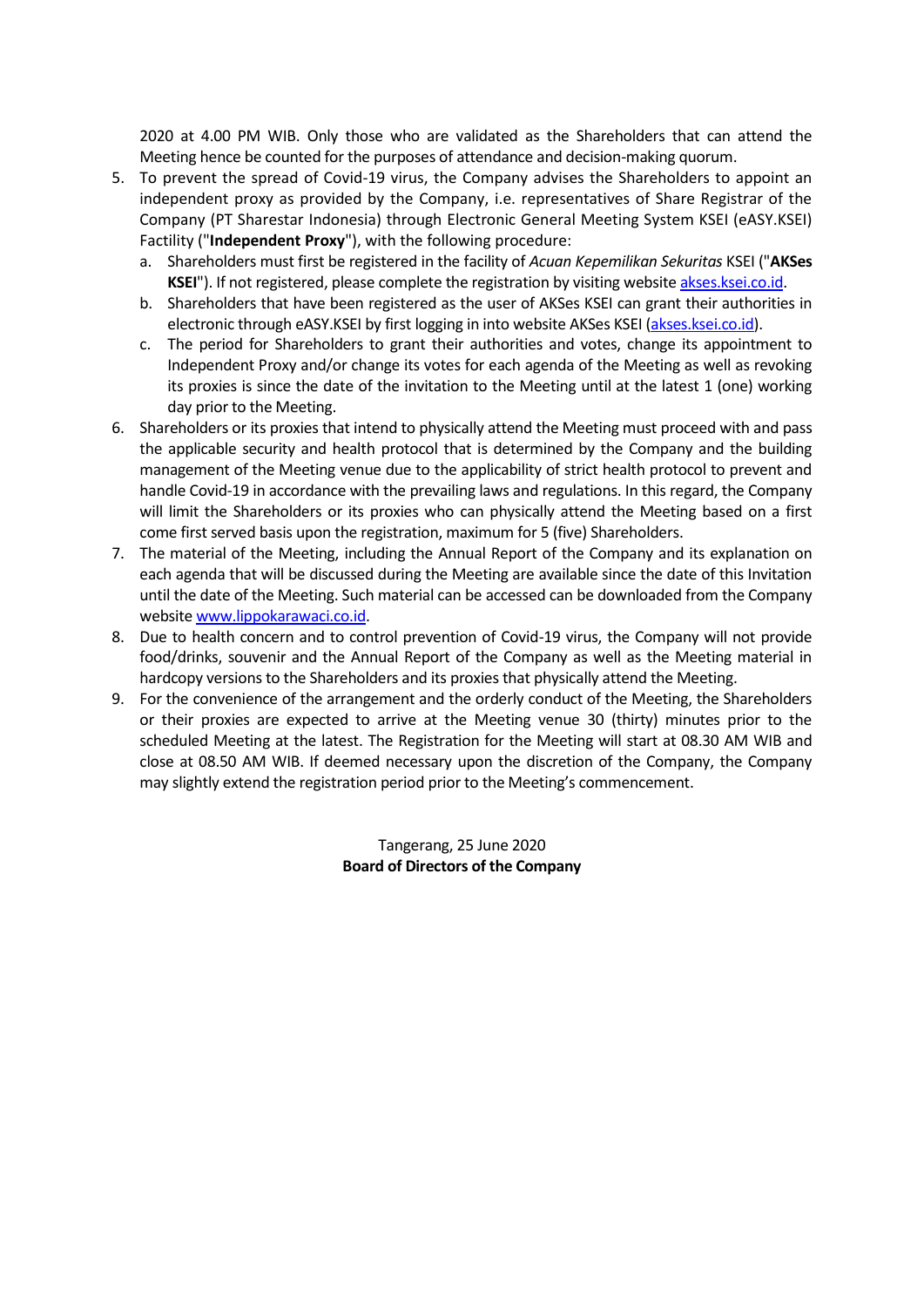2020 at 4.00 PM WIB. Only those who are validated as the Shareholders that can attend the Meeting hence be counted for the purposes of attendance and decision-making quorum.

5. To prevent the spread of Covid-19 virus, the Company advises the Shareholders to appoint an independent proxy as provided by the Company, i.e. representatives of Share Registrar of the Company (PT Sharestar Indonesia) through Electronic General Meeting System KSEI (eASY.KSEI) Factility ("**Independent Proxy**"), with the following procedure:
   a. Shareholders must first be registered in the facility of *Acuan Kepemilikan Sekuritas* KSEI ("**AKSes KSEI**"). If not registered, please complete the registration by visiting website akses.ksei.co.id.
   b. Shareholders that have been registered as the user of AKSes KSEI can grant their authorities in electronic through eASY.KSEI by first logging in into website AKSes KSEI (akses.ksei.co.id).
   c. The period for Shareholders to grant their authorities and votes, change its appointment to Independent Proxy and/or change its votes for each agenda of the Meeting as well as revoking its proxies is since the date of the invitation to the Meeting until at the latest 1 (one) working day prior to the Meeting.
6. Shareholders or its proxies that intend to physically attend the Meeting must proceed with and pass the applicable security and health protocol that is determined by the Company and the building management of the Meeting venue due to the applicability of strict health protocol to prevent and handle Covid-19 in accordance with the prevailing laws and regulations. In this regard, the Company will limit the Shareholders or its proxies who can physically attend the Meeting based on a first come first served basis upon the registration, maximum for 5 (five) Shareholders.
7. The material of the Meeting, including the Annual Report of the Company and its explanation on each agenda that will be discussed during the Meeting are available since the date of this Invitation until the date of the Meeting. Such material can be accessed can be downloaded from the Company website www.lippokarawaci.co.id.
8. Due to health concern and to control prevention of Covid-19 virus, the Company will not provide food/drinks, souvenir and the Annual Report of the Company as well as the Meeting material in hardcopy versions to the Shareholders and its proxies that physically attend the Meeting.
9. For the convenience of the arrangement and the orderly conduct of the Meeting, the Shareholders or their proxies are expected to arrive at the Meeting venue 30 (thirty) minutes prior to the scheduled Meeting at the latest. The Registration for the Meeting will start at 08.30 AM WIB and close at 08.50 AM WIB. If deemed necessary upon the discretion of the Company, the Company may slightly extend the registration period prior to the Meeting's commencement.

Tangerang, 25 June 2020

**Board of Directors of the Company**